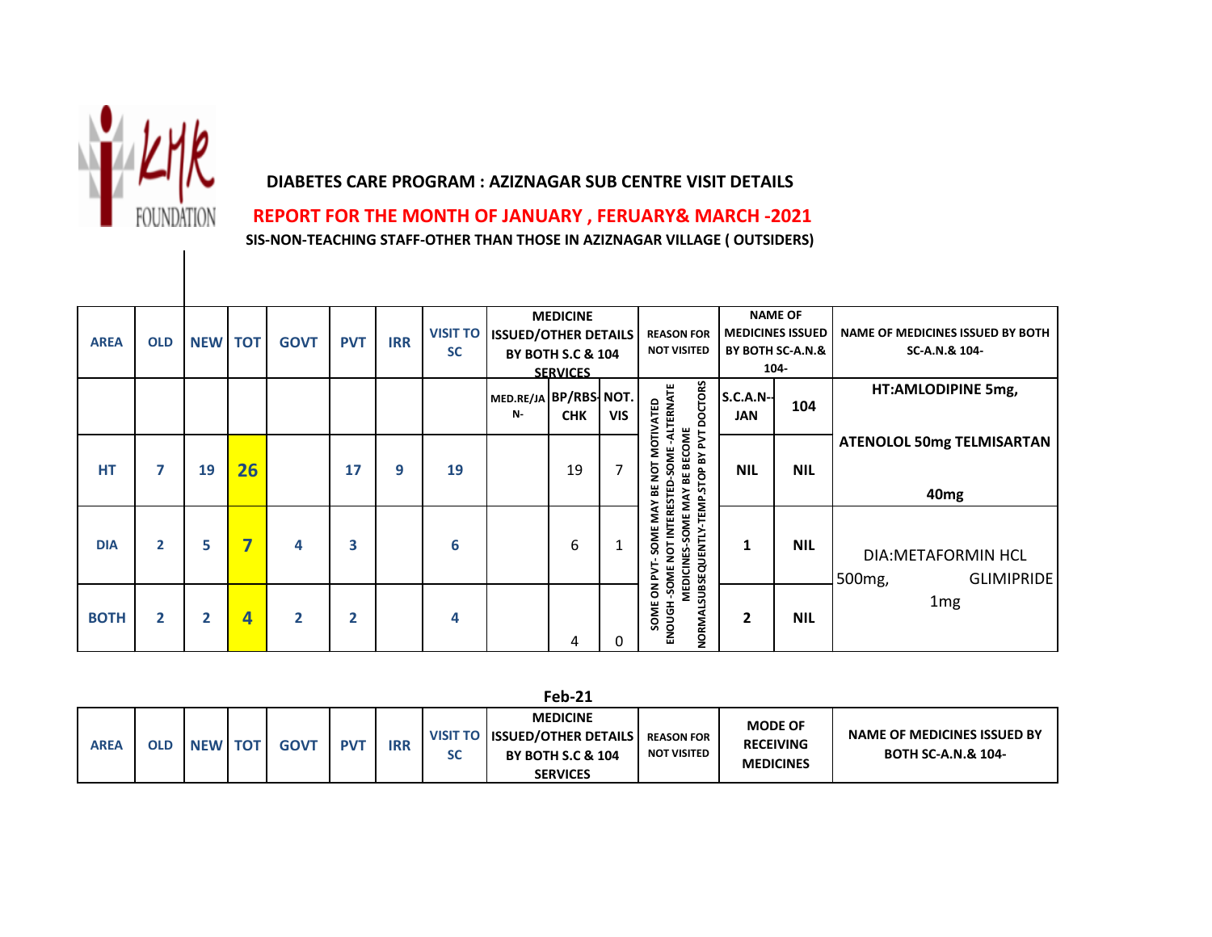# DIABETES CARE PROGRAM : AZIZNAGAR SUB CENTRE VISIT DETAILS

## REPORT FOR THE MONTH OF JANUARY , FERUARY& MARCH -2021

**SIS-NON-TEACHING STAFF-OTHER THAN THOSE IN AZIZNAGAR VILLAGE ( OUTSIDERS)**

| AREA | OLD | NEW | TOT | GOVT | PVT | IRR | VISIT TO SC | MEDICINE ISSUED/OTHER DETAILS BY BOTH S.C & 104 SERVICES | | | REASON FOR NOT VISITED | NAME OF MEDICINES ISSUED BY BOTH SC-A.N.& 104- | | NAME OF MEDICINES ISSUED BY BOTH SC-A.N.& 104- |
|---|---|---|---|---|---|---|---|---|---|---|---|---|---|---|
| | | | | | | | | MED.RE/JAN- | BP/RBS-CHK | NOT. VIS | SOME ON PVT- SOME MAY BE NOT MOTIVATED ENOUGH -SOME NOT INTERESTED-SOME -ALTERNATE MEDICINES-SOME MAY BE BECOME NORMALSUBSEQUENTLY-TEMP.STOP BY PVT DOCTORS | S.C.A.N.--JAN | 104 | HT:AMLODIPINE 5mg, |
| HT | 7 | 19 | 26 | | 17 | 9 | 19 | | 19 | 7 | | NIL | NIL | ATENOLOL 50mg TELMISARTAN 40mg |
| DIA | 2 | 5 | 7 | 4 | 3 | | 6 | | 6 | 1 | | 1 | NIL | DIA:METAFORMIN HCL 500mg, GLIMIPRIDE 1mg |
| BOTH | 2 | 2 | 4 | 2 | 2 | | 4 | | 4 | 0 | | 2 | NIL | |

**Feb-21**

| AREA | OLD | NEW | TOT | GOVT | PVT | IRR | VISIT TO SC | MEDICINE ISSUED/OTHER DETAILS BY BOTH S.C & 104 SERVICES | REASON FOR NOT VISITED | MODE OF RECEIVING MEDICINES | NAME OF MEDICINES ISSUED BY BOTH SC-A.N.& 104- |
|---|---|---|---|---|---|---|---|---|---|---|---|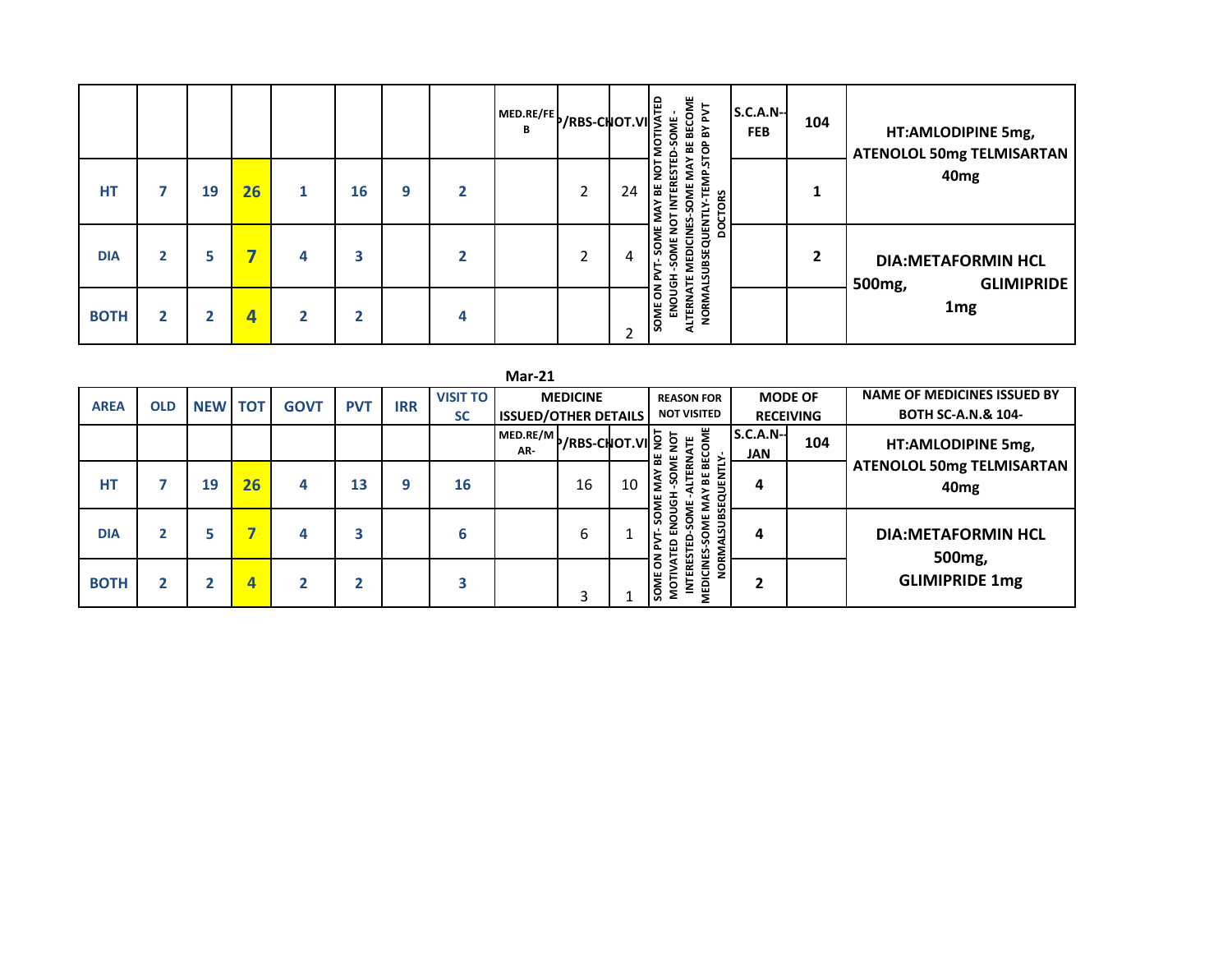| | | | | | | | | | | | | | | |
|---|---|---|---|---|---|---|---|---|---|---|---|---|---|---|
| | | | | | | | | MED.RE/FEB | P/RBS-CH | NOT.VI | SOME ON PVT- SOME MAY BE NOT MOTIVATED ENOUGH -SOME NOT INTERESTED-SOME -ALTERNATE MEDICINES-SOME MAY BE BECOME NORMALSUBSEQUENTLY-TEMP.STOP BY PVT DOCTORS | S.C.A.N.--FEB | 104 | HT:AMLODIPINE 5mg, ATENOLOL 50mg TELMISARTAN 40mg |
| HT | 7 | 19 | 26 | 1 | 16 | 9 | 2 | | 2 | 24 | | | 1 | |
| DIA | 2 | 5 | 7 | 4 | 3 | | 2 | | 2 | 4 | | | 2 | DIA:METAFORMIN HCL 500mg, GLIMIPRIDE 1mg |
| BOTH | 2 | 2 | 4 | 2 | 2 | | 4 | | | 2 | | | | |

**Mar-21**

| AREA | OLD | NEW | TOT | GOVT | PVT | IRR | VISIT TO SC | MEDICINE ISSUED/OTHER DETAILS | | | REASON FOR NOT VISITED | MODE OF RECEIVING | | NAME OF MEDICINES ISSUED BY BOTH SC-A.N.& 104- |
|---|---|---|---|---|---|---|---|---|---|---|---|---|---|---|
| | | | | | | | | MED.RE/MAR- | P/RBS-CH | NOT.VI | SOME ON PVT- SOME MAY BE NOT MOTIVATED ENOUGH -SOME NOT INTERESTED-SOME -ALTERNATE MEDICINES-SOME MAY BE BECOME NORMALSUBSEQUENTLY- | S.C.A.N.--JAN | 104 | HT:AMLODIPINE 5mg, ATENOLOL 50mg TELMISARTAN 40mg |
| HT | 7 | 19 | 26 | 4 | 13 | 9 | 16 | | 16 | 10 | | 4 | | |
| DIA | 2 | 5 | 7 | 4 | 3 | | 6 | | 6 | 1 | | 4 | | DIA:METAFORMIN HCL 500mg, GLIMIPRIDE 1mg |
| BOTH | 2 | 2 | 4 | 2 | 2 | | 3 | | 3 | 1 | | 2 | | |